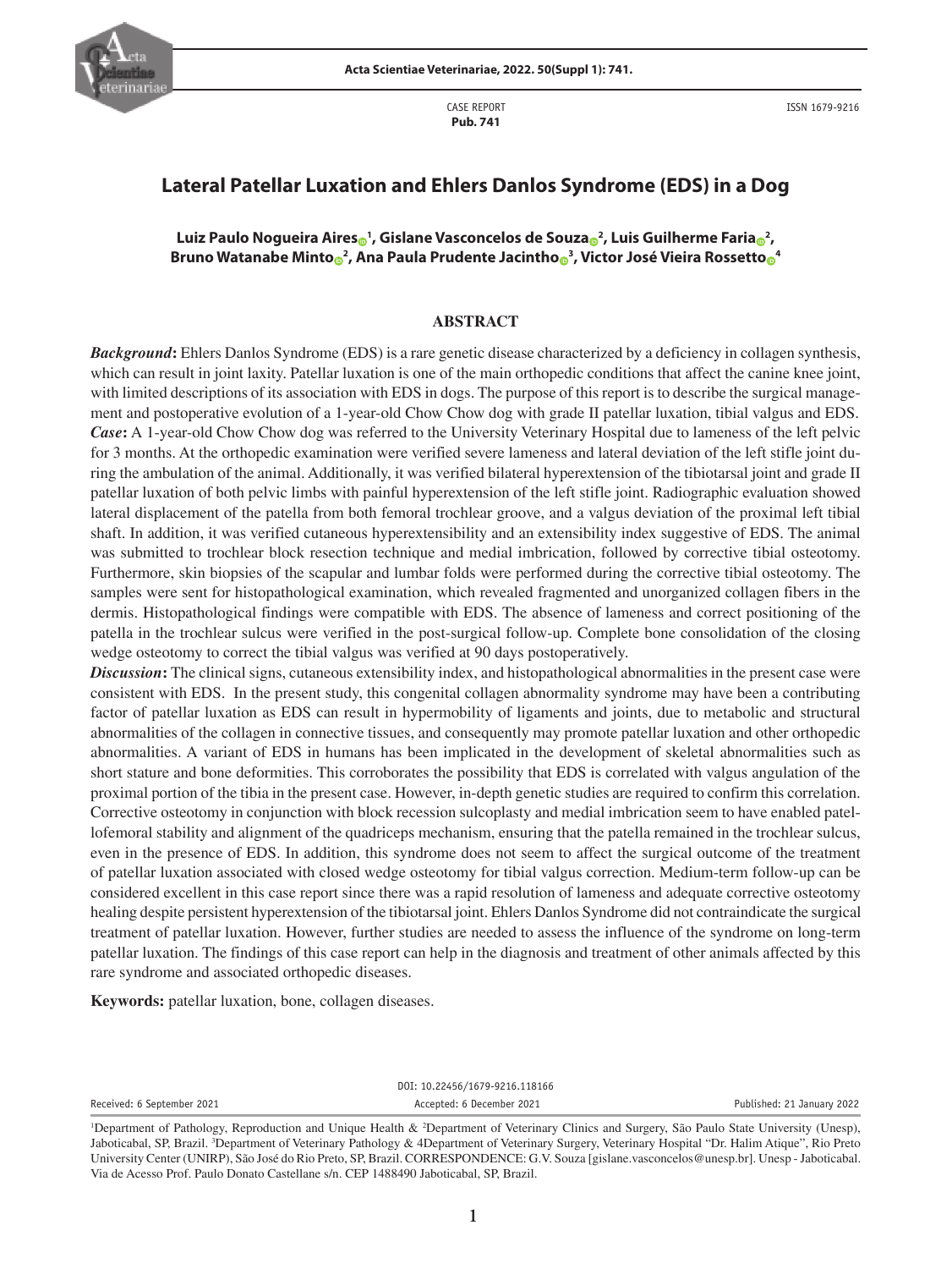CASE REPORT
**Pub. 741**

ISSN 1679-9216

# Lateral Patellar Luxation and Ehlers Danlos Syndrome (EDS) in a Dog

**Luiz Paulo Nogueira Aires[1], Gislane Vasconcelos de Souza[2], Luis Guilherme Faria[2], Bruno Watanabe Minto[2], Ana Paula Prudente Jacintho[3], Victor José Vieira Rossetto[4]**

## ABSTRACT

***Background*:** Ehlers Danlos Syndrome (EDS) is a rare genetic disease characterized by a deficiency in collagen synthesis, which can result in joint laxity. Patellar luxation is one of the main orthopedic conditions that affect the canine knee joint, with limited descriptions of its association with EDS in dogs. The purpose of this report is to describe the surgical management and postoperative evolution of a 1-year-old Chow Chow dog with grade II patellar luxation, tibial valgus and EDS.

***Case*:** A 1-year-old Chow Chow dog was referred to the University Veterinary Hospital due to lameness of the left pelvic for 3 months. At the orthopedic examination were verified severe lameness and lateral deviation of the left stifle joint during the ambulation of the animal. Additionally, it was verified bilateral hyperextension of the tibiotarsal joint and grade II patellar luxation of both pelvic limbs with painful hyperextension of the left stifle joint. Radiographic evaluation showed lateral displacement of the patella from both femoral trochlear groove, and a valgus deviation of the proximal left tibial shaft. In addition, it was verified cutaneous hyperextensibility and an extensibility index suggestive of EDS. The animal was submitted to trochlear block resection technique and medial imbrication, followed by corrective tibial osteotomy. Furthermore, skin biopsies of the scapular and lumbar folds were performed during the corrective tibial osteotomy. The samples were sent for histopathological examination, which revealed fragmented and unorganized collagen fibers in the dermis. Histopathological findings were compatible with EDS. The absence of lameness and correct positioning of the patella in the trochlear sulcus were verified in the post-surgical follow-up. Complete bone consolidation of the closing wedge osteotomy to correct the tibial valgus was verified at 90 days postoperatively.

***Discussion*:** The clinical signs, cutaneous extensibility index, and histopathological abnormalities in the present case were consistent with EDS. In the present study, this congenital collagen abnormality syndrome may have been a contributing factor of patellar luxation as EDS can result in hypermobility of ligaments and joints, due to metabolic and structural abnormalities of the collagen in connective tissues, and consequently may promote patellar luxation and other orthopedic abnormalities. A variant of EDS in humans has been implicated in the development of skeletal abnormalities such as short stature and bone deformities. This corroborates the possibility that EDS is correlated with valgus angulation of the proximal portion of the tibia in the present case. However, in-depth genetic studies are required to confirm this correlation. Corrective osteotomy in conjunction with block recession sulcoplasty and medial imbrication seem to have enabled patellofemoral stability and alignment of the quadriceps mechanism, ensuring that the patella remained in the trochlear sulcus, even in the presence of EDS. In addition, this syndrome does not seem to affect the surgical outcome of the treatment of patellar luxation associated with closed wedge osteotomy for tibial valgus correction. Medium-term follow-up can be considered excellent in this case report since there was a rapid resolution of lameness and adequate corrective osteotomy healing despite persistent hyperextension of the tibiotarsal joint. Ehlers Danlos Syndrome did not contraindicate the surgical treatment of patellar luxation. However, further studies are needed to assess the influence of the syndrome on long-term patellar luxation. The findings of this case report can help in the diagnosis and treatment of other animals affected by this rare syndrome and associated orthopedic diseases.

**Keywords:** patellar luxation, bone, collagen diseases.

DOI: 10.22456/1679-9216.118166

Received: 6 September 2021 | Accepted: 6 December 2021 | Published: 21 January 2022

[1]Department of Pathology, Reproduction and Unique Health & [2]Department of Veterinary Clinics and Surgery, São Paulo State University (Unesp), Jaboticabal, SP, Brazil. [3]Department of Veterinary Pathology & [4]Department of Veterinary Surgery, Veterinary Hospital "Dr. Halim Atique", Rio Preto University Center (UNIRP), São José do Rio Preto, SP, Brazil. CORRESPONDENCE: G.V. Souza [gislane.vasconcelos@unesp.br]. Unesp - Jaboticabal. Via de Acesso Prof. Paulo Donato Castellane s/n. CEP 1488490 Jaboticabal, SP, Brazil.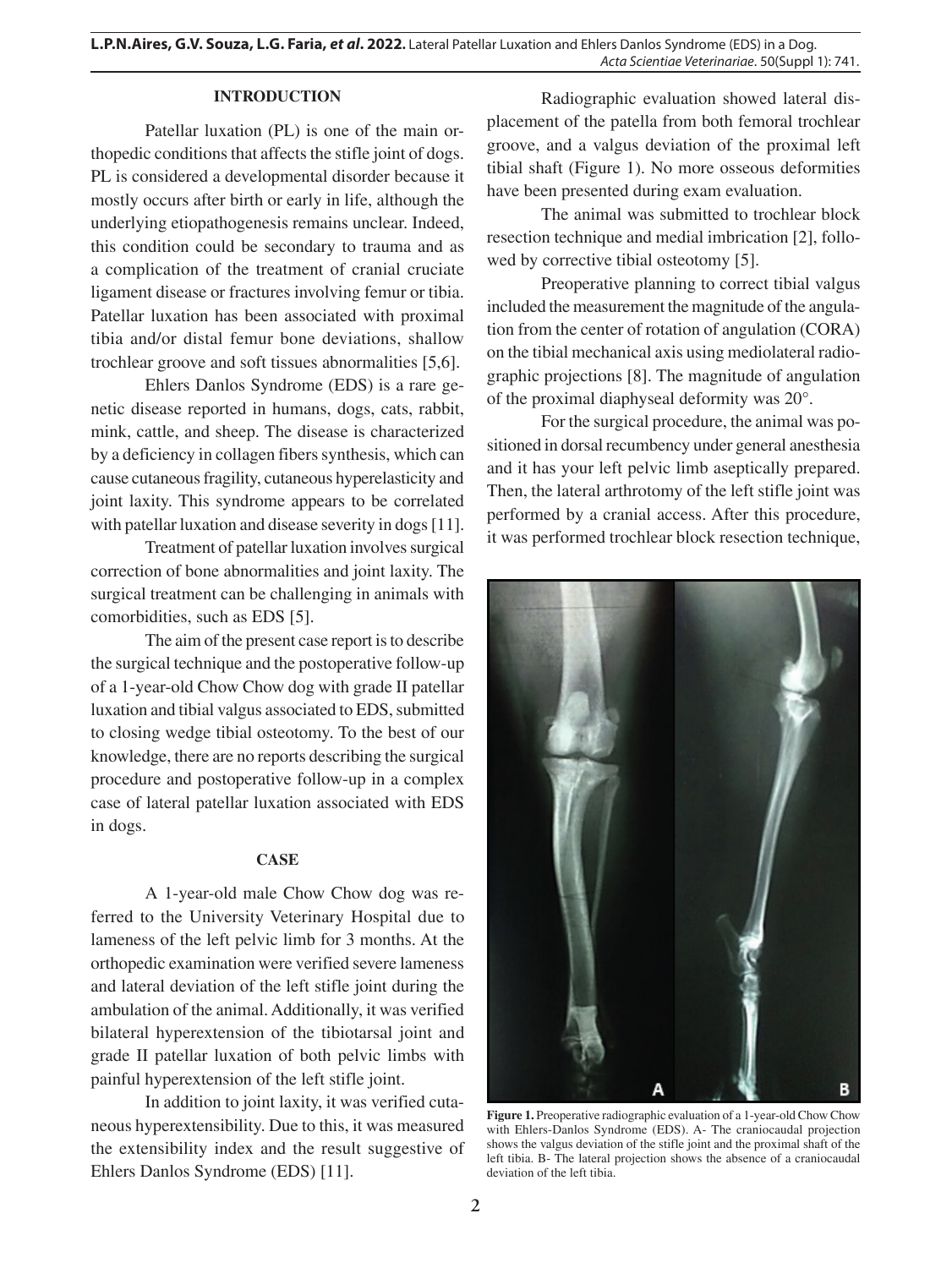## INTRODUCTION

Patellar luxation (PL) is one of the main orthopedic conditions that affects the stifle joint of dogs. PL is considered a developmental disorder because it mostly occurs after birth or early in life, although the underlying etiopathogenesis remains unclear. Indeed, this condition could be secondary to trauma and as a complication of the treatment of cranial cruciate ligament disease or fractures involving femur or tibia. Patellar luxation has been associated with proximal tibia and/or distal femur bone deviations, shallow trochlear groove and soft tissues abnormalities [5,6].

Ehlers Danlos Syndrome (EDS) is a rare genetic disease reported in humans, dogs, cats, rabbit, mink, cattle, and sheep. The disease is characterized by a deficiency in collagen fibers synthesis, which can cause cutaneous fragility, cutaneous hyperelasticity and joint laxity. This syndrome appears to be correlated with patellar luxation and disease severity in dogs [11].

Treatment of patellar luxation involves surgical correction of bone abnormalities and joint laxity. The surgical treatment can be challenging in animals with comorbidities, such as EDS [5].

The aim of the present case report is to describe the surgical technique and the postoperative follow-up of a 1-year-old Chow Chow dog with grade II patellar luxation and tibial valgus associated to EDS, submitted to closing wedge tibial osteotomy. To the best of our knowledge, there are no reports describing the surgical procedure and postoperative follow-up in a complex case of lateral patellar luxation associated with EDS in dogs.

## CASE

A 1-year-old male Chow Chow dog was referred to the University Veterinary Hospital due to lameness of the left pelvic limb for 3 months. At the orthopedic examination were verified severe lameness and lateral deviation of the left stifle joint during the ambulation of the animal. Additionally, it was verified bilateral hyperextension of the tibiotarsal joint and grade II patellar luxation of both pelvic limbs with painful hyperextension of the left stifle joint.

In addition to joint laxity, it was verified cutaneous hyperextensibility. Due to this, it was measured the extensibility index and the result suggestive of Ehlers Danlos Syndrome (EDS) [11].

Radiographic evaluation showed lateral displacement of the patella from both femoral trochlear groove, and a valgus deviation of the proximal left tibial shaft (Figure 1). No more osseous deformities have been presented during exam evaluation.

The animal was submitted to trochlear block resection technique and medial imbrication [2], followed by corrective tibial osteotomy [5].

Preoperative planning to correct tibial valgus included the measurement the magnitude of the angulation from the center of rotation of angulation (CORA) on the tibial mechanical axis using mediolateral radiographic projections [8]. The magnitude of angulation of the proximal diaphyseal deformity was 20°.

For the surgical procedure, the animal was positioned in dorsal recumbency under general anesthesia and it has your left pelvic limb aseptically prepared. Then, the lateral arthrotomy of the left stifle joint was performed by a cranial access. After this procedure, it was performed trochlear block resection technique,

**Figure 1.** Preoperative radiographic evaluation of a 1-year-old Chow Chow with Ehlers-Danlos Syndrome (EDS). A- The craniocaudal projection shows the valgus deviation of the stifle joint and the proximal shaft of the left tibia. B- The lateral projection shows the absence of a craniocaudal deviation of the left tibia.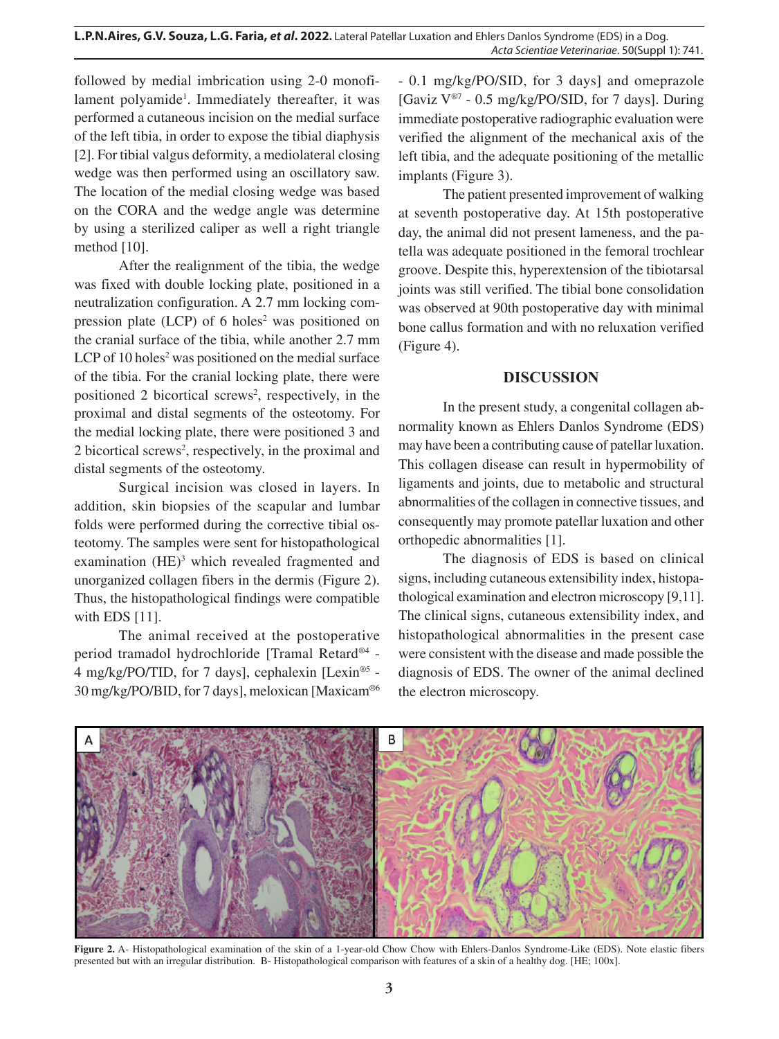followed by medial imbrication using 2-0 monofilament polyamide[1]. Immediately thereafter, it was performed a cutaneous incision on the medial surface of the left tibia, in order to expose the tibial diaphysis [2]. For tibial valgus deformity, a mediolateral closing wedge was then performed using an oscillatory saw. The location of the medial closing wedge was based on the CORA and the wedge angle was determine by using a sterilized caliper as well a right triangle method [10].

After the realignment of the tibia, the wedge was fixed with double locking plate, positioned in a neutralization configuration. A 2.7 mm locking compression plate (LCP) of 6 holes[2] was positioned on the cranial surface of the tibia, while another 2.7 mm LCP of 10 holes[2] was positioned on the medial surface of the tibia. For the cranial locking plate, there were positioned 2 bicortical screws[2], respectively, in the proximal and distal segments of the osteotomy. For the medial locking plate, there were positioned 3 and 2 bicortical screws[2], respectively, in the proximal and distal segments of the osteotomy.

Surgical incision was closed in layers. In addition, skin biopsies of the scapular and lumbar folds were performed during the corrective tibial osteotomy. The samples were sent for histopathological examination (HE)[3] which revealed fragmented and unorganized collagen fibers in the dermis (Figure 2). Thus, the histopathological findings were compatible with EDS [11].

The animal received at the postoperative period tramadol hydrochloride [Tramal Retard®[4] - 4 mg/kg/PO/TID, for 7 days], cephalexin [Lexin®[5] - 30 mg/kg/PO/BID, for 7 days], meloxican [Maxicam®[6] - 0.1 mg/kg/PO/SID, for 3 days] and omeprazole [Gaviz V®[7] - 0.5 mg/kg/PO/SID, for 7 days]. During immediate postoperative radiographic evaluation were verified the alignment of the mechanical axis of the left tibia, and the adequate positioning of the metallic implants (Figure 3).

The patient presented improvement of walking at seventh postoperative day. At 15th postoperative day, the animal did not present lameness, and the patella was adequate positioned in the femoral trochlear groove. Despite this, hyperextension of the tibiotarsal joints was still verified. The tibial bone consolidation was observed at 90th postoperative day with minimal bone callus formation and with no reluxation verified (Figure 4).

## DISCUSSION

In the present study, a congenital collagen abnormality known as Ehlers Danlos Syndrome (EDS) may have been a contributing cause of patellar luxation. This collagen disease can result in hypermobility of ligaments and joints, due to metabolic and structural abnormalities of the collagen in connective tissues, and consequently may promote patellar luxation and other orthopedic abnormalities [1].

The diagnosis of EDS is based on clinical signs, including cutaneous extensibility index, histopathological examination and electron microscopy [9,11]. The clinical signs, cutaneous extensibility index, and histopathological abnormalities in the present case were consistent with the disease and made possible the diagnosis of EDS. The owner of the animal declined the electron microscopy.

**Figure 2.** A- Histopathological examination of the skin of a 1-year-old Chow Chow with Ehlers-Danlos Syndrome-Like (EDS). Note elastic fibers presented but with an irregular distribution. B- Histopathological comparison with features of a skin of a healthy dog. [HE; 100x].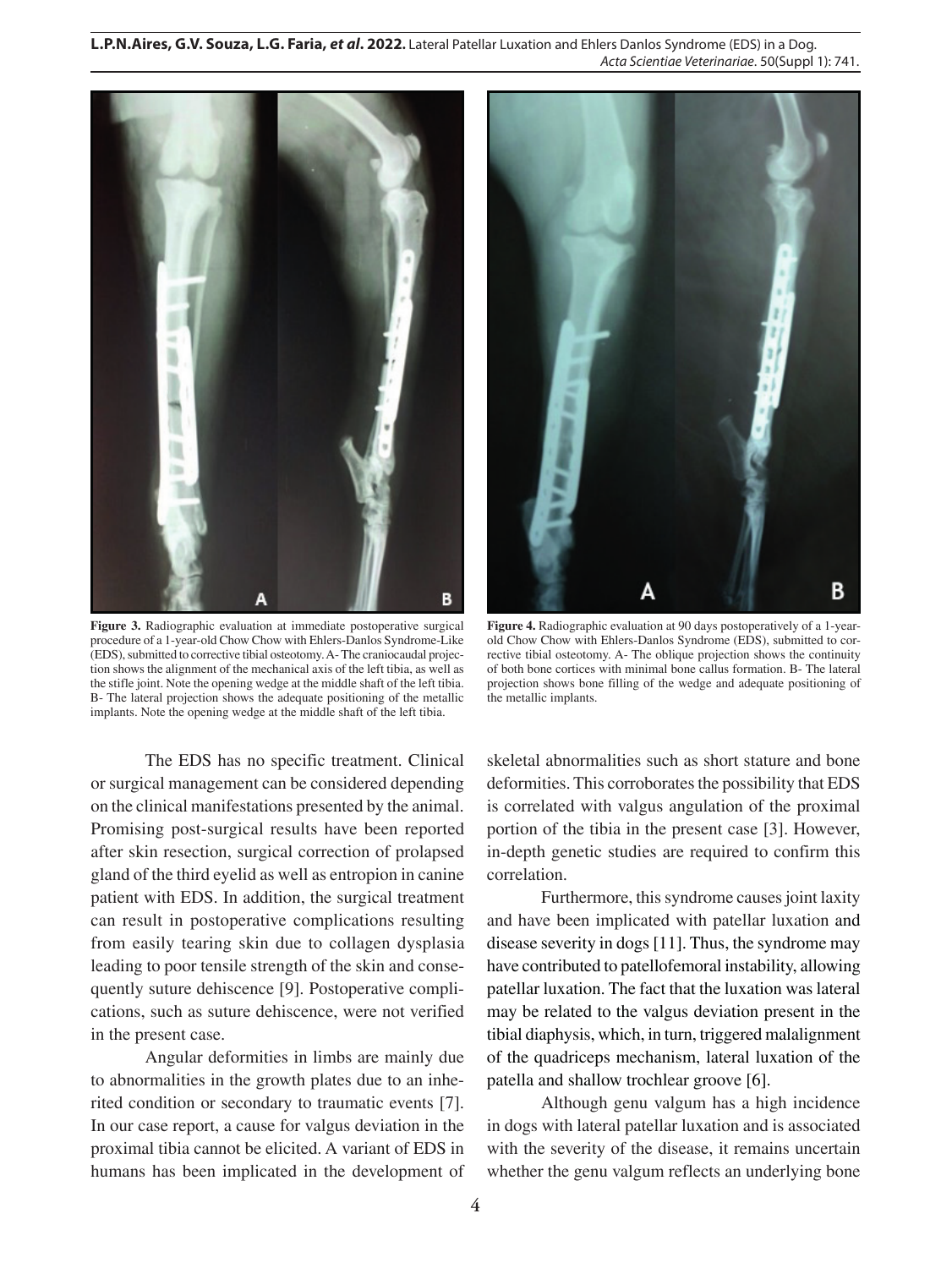**Figure 3.** Radiographic evaluation at immediate postoperative surgical procedure of a 1-year-old Chow Chow with Ehlers-Danlos Syndrome-Like (EDS), submitted to corrective tibial osteotomy. A- The craniocaudal projection shows the alignment of the mechanical axis of the left tibia, as well as the stifle joint. Note the opening wedge at the middle shaft of the left tibia. B- The lateral projection shows the adequate positioning of the metallic implants. Note the opening wedge at the middle shaft of the left tibia.

**Figure 4.** Radiographic evaluation at 90 days postoperatively of a 1-year-old Chow Chow with Ehlers-Danlos Syndrome (EDS), submitted to corrective tibial osteotomy. A- The oblique projection shows the continuity of both bone cortices with minimal bone callus formation. B- The lateral projection shows bone filling of the wedge and adequate positioning of the metallic implants.

The EDS has no specific treatment. Clinical or surgical management can be considered depending on the clinical manifestations presented by the animal. Promising post-surgical results have been reported after skin resection, surgical correction of prolapsed gland of the third eyelid as well as entropion in canine patient with EDS. In addition, the surgical treatment can result in postoperative complications resulting from easily tearing skin due to collagen dysplasia leading to poor tensile strength of the skin and consequently suture dehiscence [9]. Postoperative complications, such as suture dehiscence, were not verified in the present case.

Angular deformities in limbs are mainly due to abnormalities in the growth plates due to an inherited condition or secondary to traumatic events [7]. In our case report, a cause for valgus deviation in the proximal tibia cannot be elicited. A variant of EDS in humans has been implicated in the development of skeletal abnormalities such as short stature and bone deformities. This corroborates the possibility that EDS is correlated with valgus angulation of the proximal portion of the tibia in the present case [3]. However, in-depth genetic studies are required to confirm this correlation.

Furthermore, this syndrome causes joint laxity and have been implicated with patellar luxation and disease severity in dogs [11]. Thus, the syndrome may have contributed to patellofemoral instability, allowing patellar luxation. The fact that the luxation was lateral may be related to the valgus deviation present in the tibial diaphysis, which, in turn, triggered malalignment of the quadriceps mechanism, lateral luxation of the patella and shallow trochlear groove [6].

Although genu valgum has a high incidence in dogs with lateral patellar luxation and is associated with the severity of the disease, it remains uncertain whether the genu valgum reflects an underlying bone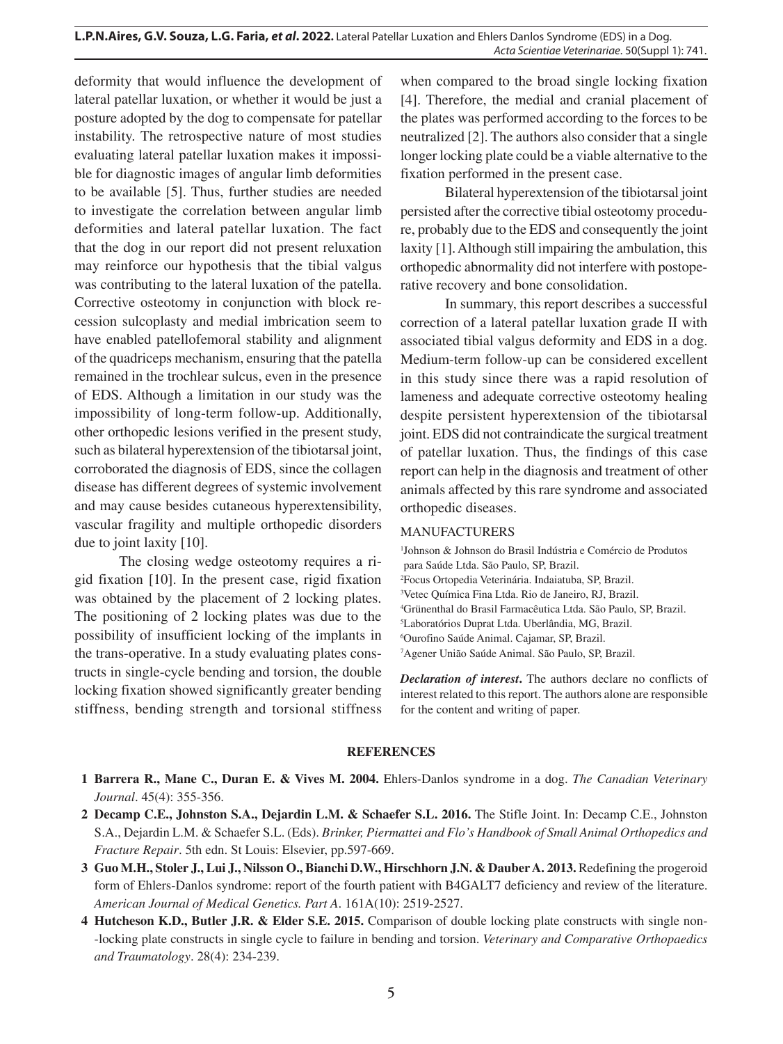deformity that would influence the development of lateral patellar luxation, or whether it would be just a posture adopted by the dog to compensate for patellar instability. The retrospective nature of most studies evaluating lateral patellar luxation makes it impossible for diagnostic images of angular limb deformities to be available [5]. Thus, further studies are needed to investigate the correlation between angular limb deformities and lateral patellar luxation. The fact that the dog in our report did not present reluxation may reinforce our hypothesis that the tibial valgus was contributing to the lateral luxation of the patella. Corrective osteotomy in conjunction with block recession sulcoplasty and medial imbrication seem to have enabled patellofemoral stability and alignment of the quadriceps mechanism, ensuring that the patella remained in the trochlear sulcus, even in the presence of EDS. Although a limitation in our study was the impossibility of long-term follow-up. Additionally, other orthopedic lesions verified in the present study, such as bilateral hyperextension of the tibiotarsal joint, corroborated the diagnosis of EDS, since the collagen disease has different degrees of systemic involvement and may cause besides cutaneous hyperextensibility, vascular fragility and multiple orthopedic disorders due to joint laxity [10].

The closing wedge osteotomy requires a rigid fixation [10]. In the present case, rigid fixation was obtained by the placement of 2 locking plates. The positioning of 2 locking plates was due to the possibility of insufficient locking of the implants in the trans-operative. In a study evaluating plates constructs in single-cycle bending and torsion, the double locking fixation showed significantly greater bending stiffness, bending strength and torsional stiffness when compared to the broad single locking fixation [4]. Therefore, the medial and cranial placement of the plates was performed according to the forces to be neutralized [2]. The authors also consider that a single longer locking plate could be a viable alternative to the fixation performed in the present case.

Bilateral hyperextension of the tibiotarsal joint persisted after the corrective tibial osteotomy procedure, probably due to the EDS and consequently the joint laxity [1]. Although still impairing the ambulation, this orthopedic abnormality did not interfere with postoperative recovery and bone consolidation.

In summary, this report describes a successful correction of a lateral patellar luxation grade II with associated tibial valgus deformity and EDS in a dog. Medium-term follow-up can be considered excellent in this study since there was a rapid resolution of lameness and adequate corrective osteotomy healing despite persistent hyperextension of the tibiotarsal joint. EDS did not contraindicate the surgical treatment of patellar luxation. Thus, the findings of this case report can help in the diagnosis and treatment of other animals affected by this rare syndrome and associated orthopedic diseases.

MANUFACTURERS

[1]Johnson & Johnson do Brasil Indústria e Comércio de Produtos para Saúde Ltda. São Paulo, SP, Brazil.
[2]Focus Ortopedia Veterinária. Indaiatuba, SP, Brazil.
[3]Vetec Química Fina Ltda. Rio de Janeiro, RJ, Brazil.
[4]Grünenthal do Brasil Farmacêutica Ltda. São Paulo, SP, Brazil.
[5]Laboratórios Duprat Ltda. Uberlândia, MG, Brazil.
[6]Ourofino Saúde Animal. Cajamar, SP, Brazil.
[7]Agener União Saúde Animal. São Paulo, SP, Brazil.

***Declaration of interest*.** The authors declare no conflicts of interest related to this report. The authors alone are responsible for the content and writing of paper.

**REFERENCES**

1 **Barrera R., Mane C., Duran E. & Vives M. 2004.** Ehlers-Danlos syndrome in a dog. *The Canadian Veterinary Journal*. 45(4): 355-356.

2 **Decamp C.E., Johnston S.A., Dejardin L.M. & Schaefer S.L. 2016.** The Stifle Joint. In: Decamp C.E., Johnston S.A., Dejardin L.M. & Schaefer S.L. (Eds). *Brinker, Piermattei and Flo's Handbook of Small Animal Orthopedics and Fracture Repair*. 5th edn. St Louis: Elsevier, pp.597-669.

3 **Guo M.H., Stoler J., Lui J., Nilsson O., Bianchi D.W., Hirschhorn J.N. & Dauber A. 2013.** Redefining the progeroid form of Ehlers-Danlos syndrome: report of the fourth patient with B4GALT7 deficiency and review of the literature. *American Journal of Medical Genetics. Part A*. 161A(10): 2519-2527.

4 **Hutcheson K.D., Butler J.R. & Elder S.E. 2015.** Comparison of double locking plate constructs with single non--locking plate constructs in single cycle to failure in bending and torsion. *Veterinary and Comparative Orthopaedics and Traumatology*. 28(4): 234-239.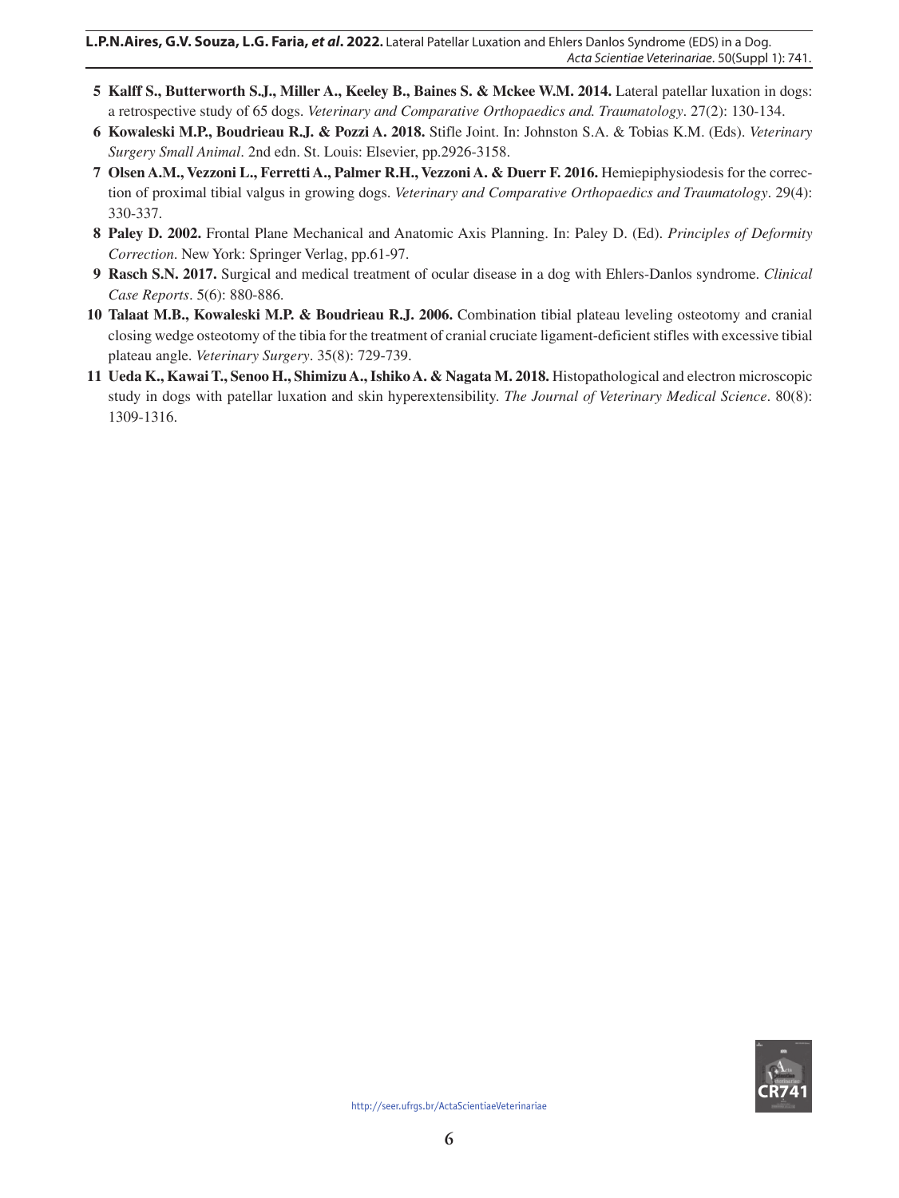5 **Kalff S., Butterworth S.J., Miller A., Keeley B., Baines S. & Mckee W.M. 2014.** Lateral patellar luxation in dogs: a retrospective study of 65 dogs. *Veterinary and Comparative Orthopaedics and. Traumatology*. 27(2): 130-134.

6 **Kowaleski M.P., Boudrieau R.J. & Pozzi A. 2018.** Stifle Joint. In: Johnston S.A. & Tobias K.M. (Eds). *Veterinary Surgery Small Animal*. 2nd edn. St. Louis: Elsevier, pp.2926-3158.

7 **Olsen A.M., Vezzoni L., Ferretti A., Palmer R.H., Vezzoni A. & Duerr F. 2016.** Hemiepiphysiodesis for the correction of proximal tibial valgus in growing dogs. *Veterinary and Comparative Orthopaedics and Traumatology*. 29(4): 330-337.

8 **Paley D. 2002.** Frontal Plane Mechanical and Anatomic Axis Planning. In: Paley D. (Ed). *Principles of Deformity Correction*. New York: Springer Verlag, pp.61-97.

9 **Rasch S.N. 2017.** Surgical and medical treatment of ocular disease in a dog with Ehlers-Danlos syndrome. *Clinical Case Reports*. 5(6): 880-886.

10 **Talaat M.B., Kowaleski M.P. & Boudrieau R.J. 2006.** Combination tibial plateau leveling osteotomy and cranial closing wedge osteotomy of the tibia for the treatment of cranial cruciate ligament-deficient stifles with excessive tibial plateau angle. *Veterinary Surgery*. 35(8): 729-739.

11 **Ueda K., Kawai T., Senoo H., Shimizu A., Ishiko A. & Nagata M. 2018.** Histopathological and electron microscopic study in dogs with patellar luxation and skin hyperextensibility. *The Journal of Veterinary Medical Science*. 80(8): 1309-1316.